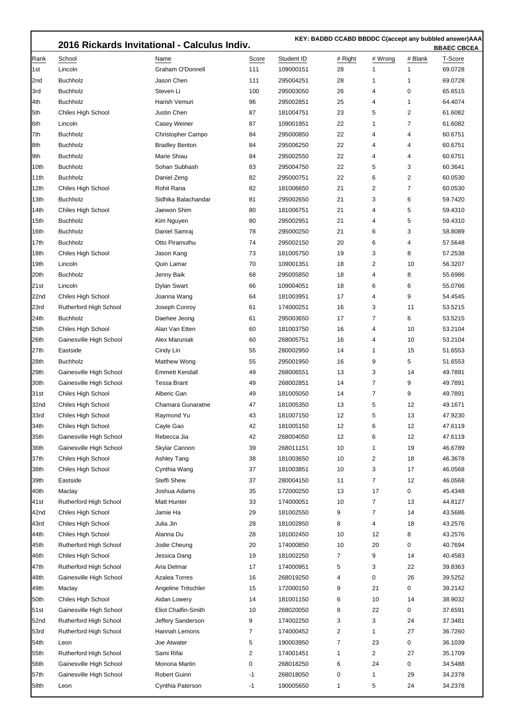# 2016 Rickards Invitational - Calculus Indiv.

KEY: BADBD CCABD BBDDC C(accept any bubbled answer)AAA BBAEC CBCEA

| Rank | School | Name | Score | Student ID | # Right | # Wrong | # Blank | T-Score |
|---|---|---|---|---|---|---|---|---|
| 1st | Lincoln | Graham O'Donnell | 111 | 109000151 | 28 | 1 | 1 | 69.0728 |
| 2nd | Buchholz | Jason Chen | 111 | 295004251 | 28 | 1 | 1 | 69.0728 |
| 3rd | Buchholz | Steven Li | 100 | 295003050 | 26 | 4 | 0 | 65.6515 |
| 4th | Buchholz | Harish Vemuri | 96 | 295002851 | 25 | 4 | 1 | 64.4074 |
| 5th | Chiles High School | Justin Chen | 87 | 181004751 | 23 | 5 | 2 | 61.6082 |
| 6th | Lincoln | Casey Weiner | 87 | 109001951 | 22 | 1 | 7 | 61.6082 |
| 7th | Buchholz | Christopher Campo | 84 | 295000850 | 22 | 4 | 4 | 60.6751 |
| 8th | Buchholz | Bradley Benton | 84 | 295006250 | 22 | 4 | 4 | 60.6751 |
| 9th | Buchholz | Marie Shiau | 84 | 295002550 | 22 | 4 | 4 | 60.6751 |
| 10th | Buchholz | Sohan Subhash | 83 | 295004750 | 22 | 5 | 3 | 60.3641 |
| 11th | Buchholz | Daniel Zeng | 82 | 295000751 | 22 | 6 | 2 | 60.0530 |
| 12th | Chiles High School | Rohit Rana | 82 | 181006650 | 21 | 2 | 7 | 60.0530 |
| 13th | Buchholz | Sidhika Balachandar | 81 | 295002650 | 21 | 3 | 6 | 59.7420 |
| 14th | Chiles High School | Jaewon Shim | 80 | 181006751 | 21 | 4 | 5 | 59.4310 |
| 15th | Buchholz | Kim Nguyen | 80 | 295002951 | 21 | 4 | 5 | 59.4310 |
| 16th | Buchholz | Daniel Samraj | 78 | 295000250 | 21 | 6 | 3 | 58.8089 |
| 17th | Buchholz | Otto Piramuthu | 74 | 295002150 | 20 | 6 | 4 | 57.5648 |
| 18th | Chiles High School | Jason Kang | 73 | 181005750 | 19 | 3 | 8 | 57.2538 |
| 19th | Lincoln | Quin Lamar | 70 | 109001351 | 18 | 2 | 10 | 56.3207 |
| 20th | Buchholz | Jenny Baik | 68 | 295005850 | 18 | 4 | 8 | 55.6986 |
| 21st | Lincoln | Dylan Swart | 66 | 109004051 | 18 | 6 | 6 | 55.0766 |
| 22nd | Chiles High School | Joanna Wang | 64 | 181003951 | 17 | 4 | 9 | 54.4545 |
| 23rd | Rutherford High School | Joseph Conroy | 61 | 174000251 | 16 | 3 | 11 | 53.5215 |
| 24th | Buchholz | Daehee Jeong | 61 | 295003650 | 17 | 7 | 6 | 53.5215 |
| 25th | Chiles High School | Alan Van Etten | 60 | 181003750 | 16 | 4 | 10 | 53.2104 |
| 26th | Gainesville High School | Alex Maruniak | 60 | 268005751 | 16 | 4 | 10 | 53.2104 |
| 27th | Eastside | Cindy Lin | 55 | 280002950 | 14 | 1 | 15 | 51.6553 |
| 28th | Buchholz | Matthew Wong | 55 | 295001950 | 16 | 9 | 5 | 51.6553 |
| 29th | Gainesville High School | Emmett Kendall | 49 | 268006551 | 13 | 3 | 14 | 49.7891 |
| 30th | Gainesville High School | Tessa Brant | 49 | 268002851 | 14 | 7 | 9 | 49.7891 |
| 31st | Chiles High School | Alberic Gan | 49 | 181005050 | 14 | 7 | 9 | 49.7891 |
| 32nd | Chiles High School | Chamara Gunaratne | 47 | 181005350 | 13 | 5 | 12 | 49.1671 |
| 33rd | Chiles High School | Raymond Yu | 43 | 181007150 | 12 | 5 | 13 | 47.9230 |
| 34th | Chiles High School | Cayle Gao | 42 | 181005150 | 12 | 6 | 12 | 47.6119 |
| 35th | Gainesville High School | Rebecca Jia | 42 | 268004050 | 12 | 6 | 12 | 47.6119 |
| 36th | Gainesville High School | Skylar Cannon | 39 | 268011151 | 10 | 1 | 19 | 46.6789 |
| 37th | Chiles High School | Ashley Tang | 38 | 181003650 | 10 | 2 | 18 | 46.3678 |
| 38th | Chiles High School | Cynthia Wang | 37 | 181003851 | 10 | 3 | 17 | 46.0568 |
| 39th | Eastside | Steffi Shew | 37 | 280004150 | 11 | 7 | 12 | 46.0568 |
| 40th | Maclay | Joshua Adams | 35 | 172000250 | 13 | 17 | 0 | 45.4348 |
| 41st | Rutherford High School | Matt Hunter | 33 | 174000051 | 10 | 7 | 13 | 44.8127 |
| 42nd | Chiles High School | Jamie Ha | 29 | 181002550 | 9 | 7 | 14 | 43.5686 |
| 43rd | Chiles High School | Julia Jin | 28 | 181002850 | 8 | 4 | 18 | 43.2576 |
| 44th | Chiles High School | Alanna Du | 28 | 181002450 | 10 | 12 | 8 | 43.2576 |
| 45th | Rutherford High School | Jodie Cheung | 20 | 174000850 | 10 | 20 | 0 | 40.7694 |
| 46th | Chiles High School | Jessica Dang | 19 | 181002250 | 7 | 9 | 14 | 40.4583 |
| 47th | Rutherford High School | Aria Delmar | 17 | 174000951 | 5 | 3 | 22 | 39.8363 |
| 48th | Gainesville High School | Azalea Torres | 16 | 268019250 | 4 | 0 | 26 | 39.5252 |
| 49th | Maclay | Angeline Tritschler | 15 | 172000150 | 9 | 21 | 0 | 39.2142 |
| 50th | Chiles High School | Aidan Lowery | 14 | 181001150 | 6 | 10 | 14 | 38.9032 |
| 51st | Gainesville High School | Eliot Chalfin-Smith | 10 | 268020050 | 8 | 22 | 0 | 37.6591 |
| 52nd | Rutherford High School | Jeffery Sanderson | 9 | 174002250 | 3 | 3 | 24 | 37.3481 |
| 53rd | Rutherford High School | Hannah Lemons | 7 | 174000452 | 2 | 1 | 27 | 36.7260 |
| 54th | Leon | Joe Atwater | 5 | 190003950 | 7 | 23 | 0 | 36.1039 |
| 55th | Rutherford High School | Sami Rifai | 2 | 174001451 | 1 | 2 | 27 | 35.1709 |
| 56th | Gainesville High School | Monona Martin | 0 | 268018250 | 6 | 24 | 0 | 34.5488 |
| 57th | Gainesville High School | Robert Guinn | -1 | 268018050 | 0 | 1 | 29 | 34.2378 |
| 58th | Leon | Cynthia Paterson | -1 | 190005650 | 1 | 5 | 24 | 34.2378 |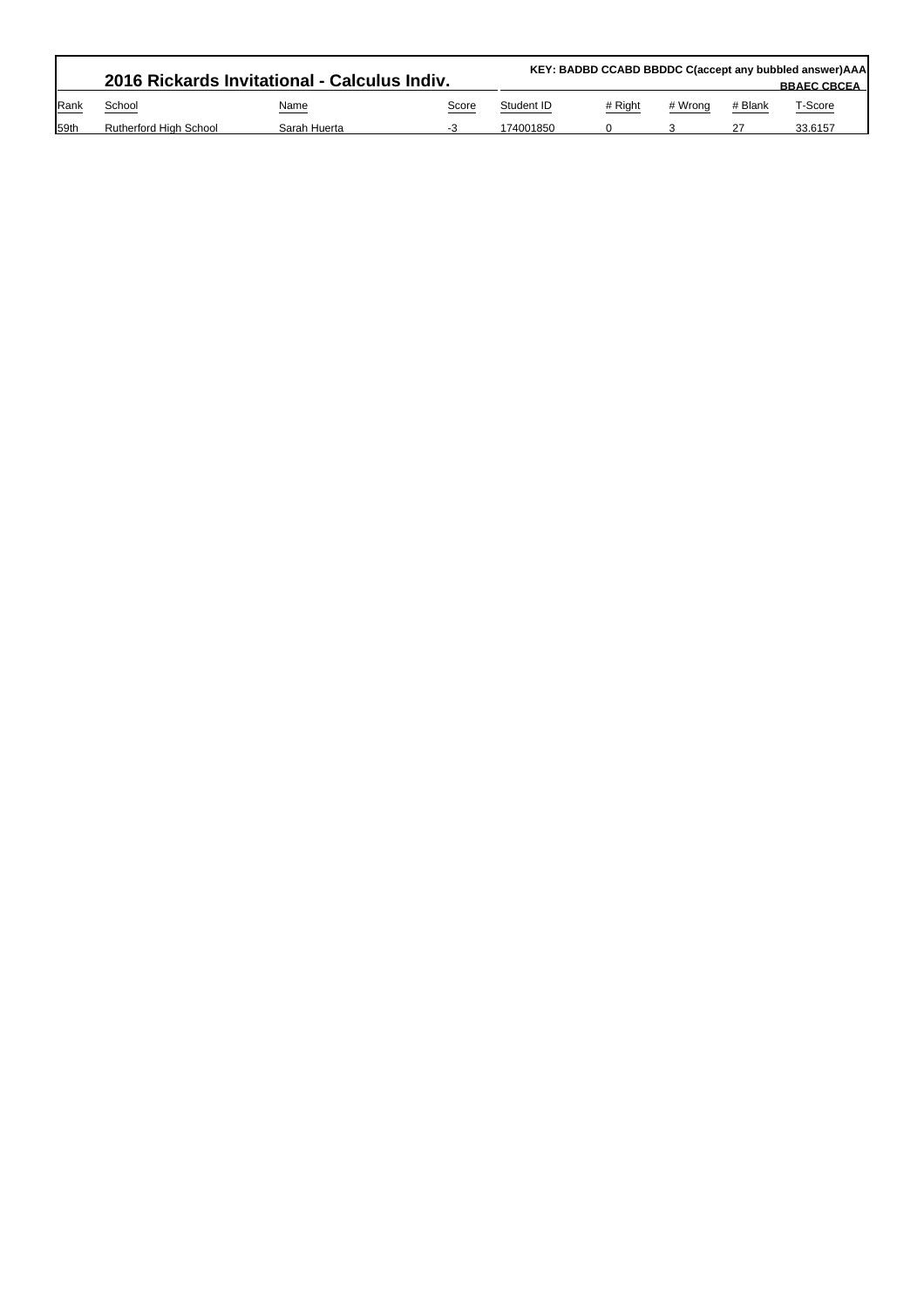## 2016 Rickards Invitational - Calculus Indiv.

**KEY: BADBD CCABD BBDDC C(accept any bubbled answer)AAA BBAEC CBCEA**

| Rank | School | Name | Score | Student ID | # Right | # Wrong | # Blank | T-Score |
|---|---|---|---|---|---|---|---|---|
| 59th | Rutherford High School | Sarah Huerta | -3 | 174001850 | 0 | 3 | 27 | 33.6157 |